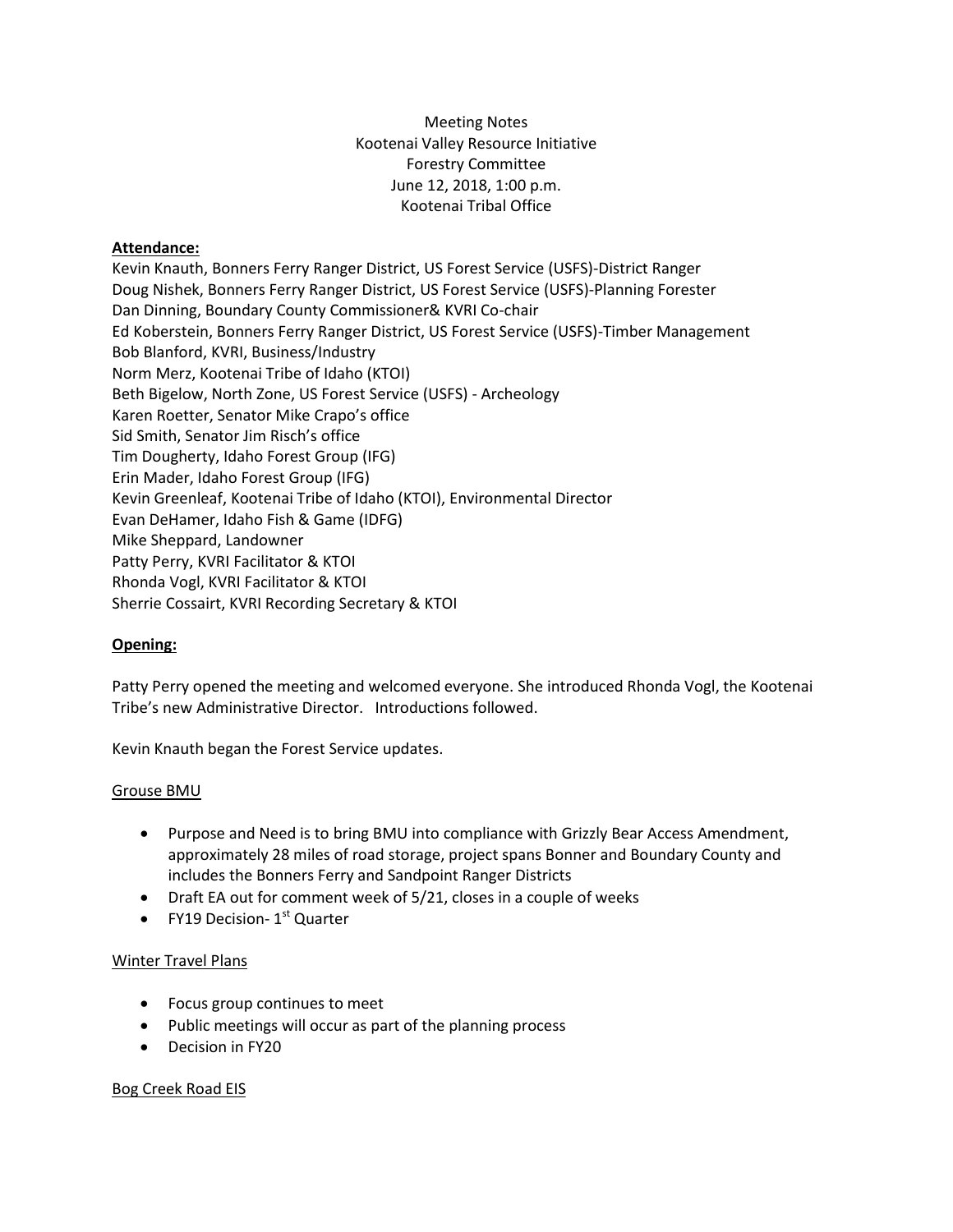Meeting Notes
Kootenai Valley Resource Initiative
Forestry Committee
June 12, 2018, 1:00 p.m.
Kootenai Tribal Office

**Attendance:**

Kevin Knauth, Bonners Ferry Ranger District, US Forest Service (USFS)-District Ranger
Doug Nishek, Bonners Ferry Ranger District, US Forest Service (USFS)-Planning Forester
Dan Dinning, Boundary County Commissioner& KVRI Co-chair
Ed Koberstein, Bonners Ferry Ranger District, US Forest Service (USFS)-Timber Management
Bob Blanford, KVRI, Business/Industry
Norm Merz, Kootenai Tribe of Idaho (KTOI)
Beth Bigelow, North Zone, US Forest Service (USFS) - Archeology
Karen Roetter, Senator Mike Crapo's office
Sid Smith, Senator Jim Risch's office
Tim Dougherty, Idaho Forest Group (IFG)
Erin Mader, Idaho Forest Group (IFG)
Kevin Greenleaf, Kootenai Tribe of Idaho (KTOI), Environmental Director
Evan DeHamer, Idaho Fish & Game (IDFG)
Mike Sheppard, Landowner
Patty Perry, KVRI Facilitator & KTOI
Rhonda Vogl, KVRI Facilitator & KTOI
Sherrie Cossairt, KVRI Recording Secretary & KTOI

**Opening:**

Patty Perry opened the meeting and welcomed everyone. She introduced Rhonda Vogl, the Kootenai Tribe's new Administrative Director. Introductions followed.

Kevin Knauth began the Forest Service updates.

Grouse BMU

- Purpose and Need is to bring BMU into compliance with Grizzly Bear Access Amendment, approximately 28 miles of road storage, project spans Bonner and Boundary County and includes the Bonners Ferry and Sandpoint Ranger Districts
- Draft EA out for comment week of 5/21, closes in a couple of weeks
- FY19 Decision- 1st Quarter

Winter Travel Plans

- Focus group continues to meet
- Public meetings will occur as part of the planning process
- Decision in FY20

Bog Creek Road EIS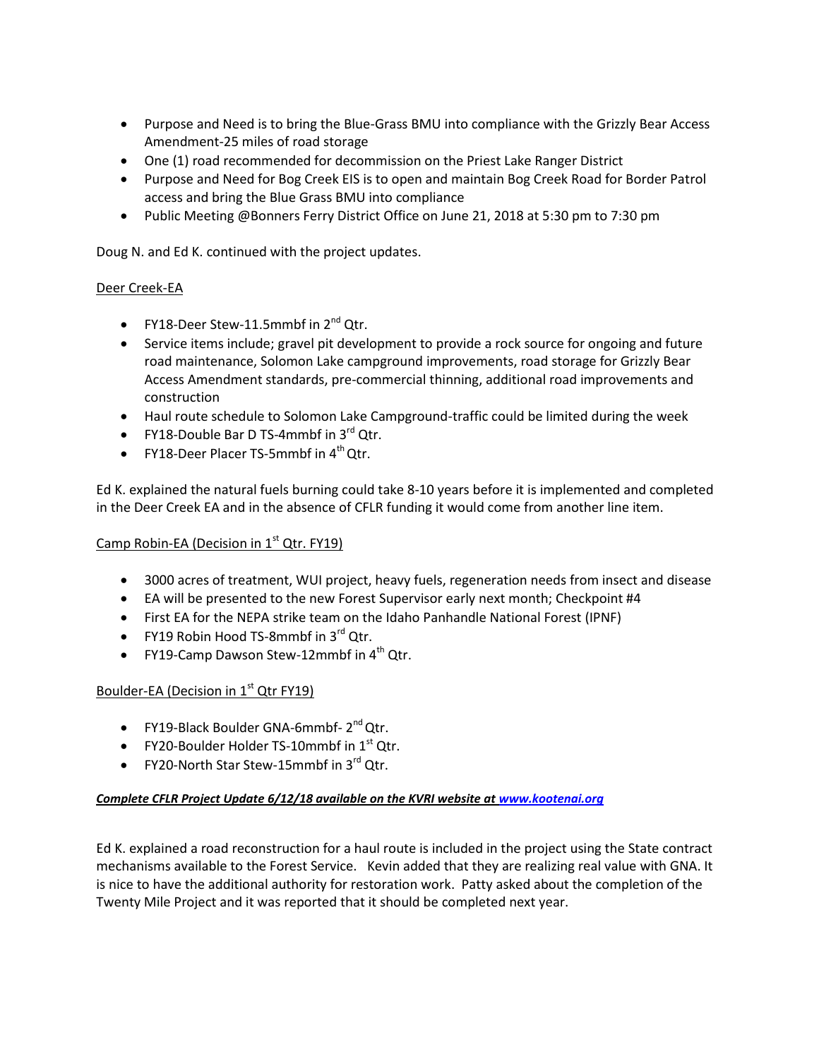- Purpose and Need is to bring the Blue-Grass BMU into compliance with the Grizzly Bear Access Amendment-25 miles of road storage
- One (1) road recommended for decommission on the Priest Lake Ranger District
- Purpose and Need for Bog Creek EIS is to open and maintain Bog Creek Road for Border Patrol access and bring the Blue Grass BMU into compliance
- Public Meeting @Bonners Ferry District Office on June 21, 2018 at 5:30 pm to 7:30 pm

Doug N. and Ed K. continued with the project updates.

Deer Creek-EA

- FY18-Deer Stew-11.5mmbf in 2nd Qtr.
- Service items include; gravel pit development to provide a rock source for ongoing and future road maintenance, Solomon Lake campground improvements, road storage for Grizzly Bear Access Amendment standards, pre-commercial thinning, additional road improvements and construction
- Haul route schedule to Solomon Lake Campground-traffic could be limited during the week
- FY18-Double Bar D TS-4mmbf in 3rd Qtr.
- FY18-Deer Placer TS-5mmbf in 4th Qtr.

Ed K. explained the natural fuels burning could take 8-10 years before it is implemented and completed in the Deer Creek EA and in the absence of CFLR funding it would come from another line item.

Camp Robin-EA (Decision in 1st Qtr. FY19)

- 3000 acres of treatment, WUI project, heavy fuels, regeneration needs from insect and disease
- EA will be presented to the new Forest Supervisor early next month; Checkpoint #4
- First EA for the NEPA strike team on the Idaho Panhandle National Forest (IPNF)
- FY19 Robin Hood TS-8mmbf in 3rd Qtr.
- FY19-Camp Dawson Stew-12mmbf in 4th Qtr.

Boulder-EA (Decision in 1st Qtr FY19)

- FY19-Black Boulder GNA-6mmbf- 2nd Qtr.
- FY20-Boulder Holder TS-10mmbf in 1st Qtr.
- FY20-North Star Stew-15mmbf in 3rd Qtr.

***Complete CFLR Project Update 6/12/18 available on the KVRI website at www.kootenai.org***

Ed K. explained a road reconstruction for a haul route is included in the project using the State contract mechanisms available to the Forest Service. Kevin added that they are realizing real value with GNA. It is nice to have the additional authority for restoration work. Patty asked about the completion of the Twenty Mile Project and it was reported that it should be completed next year.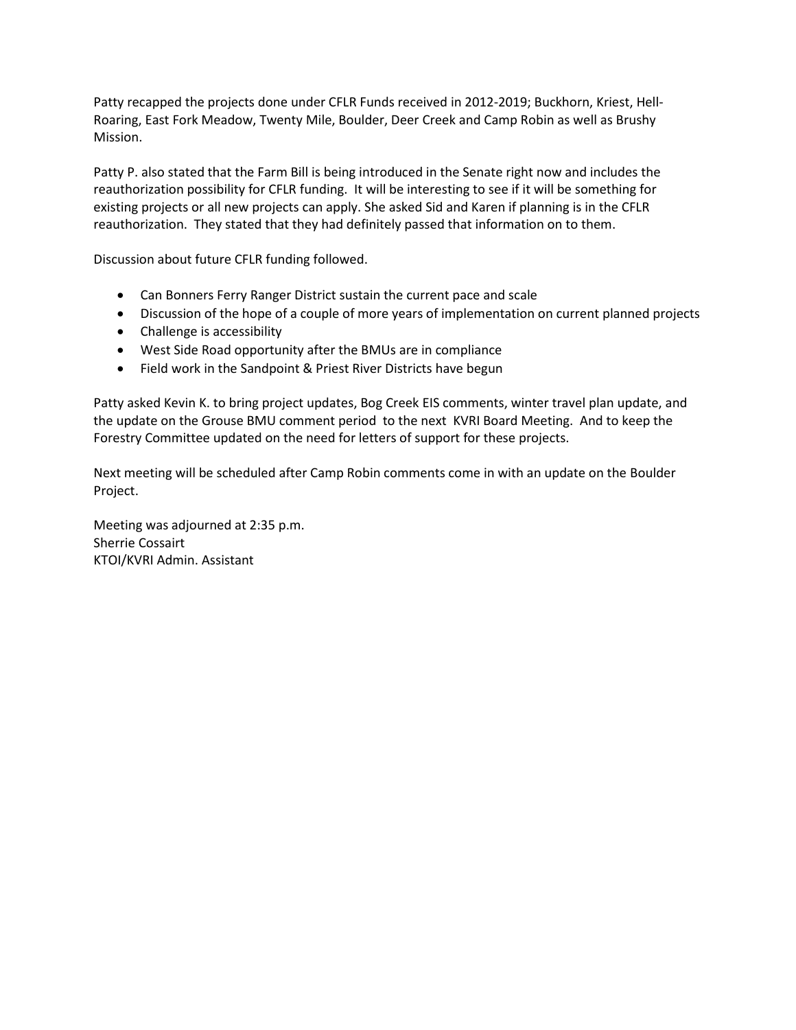Patty recapped the projects done under CFLR Funds received in 2012-2019; Buckhorn, Kriest, Hell-Roaring, East Fork Meadow, Twenty Mile, Boulder, Deer Creek and Camp Robin as well as Brushy Mission.

Patty P. also stated that the Farm Bill is being introduced in the Senate right now and includes the reauthorization possibility for CFLR funding. It will be interesting to see if it will be something for existing projects or all new projects can apply. She asked Sid and Karen if planning is in the CFLR reauthorization. They stated that they had definitely passed that information on to them.

Discussion about future CFLR funding followed.

- Can Bonners Ferry Ranger District sustain the current pace and scale
- Discussion of the hope of a couple of more years of implementation on current planned projects
- Challenge is accessibility
- West Side Road opportunity after the BMUs are in compliance
- Field work in the Sandpoint & Priest River Districts have begun

Patty asked Kevin K. to bring project updates, Bog Creek EIS comments, winter travel plan update, and the update on the Grouse BMU comment period to the next KVRI Board Meeting. And to keep the Forestry Committee updated on the need for letters of support for these projects.

Next meeting will be scheduled after Camp Robin comments come in with an update on the Boulder Project.

Meeting was adjourned at 2:35 p.m.
Sherrie Cossairt
KTOI/KVRI Admin. Assistant